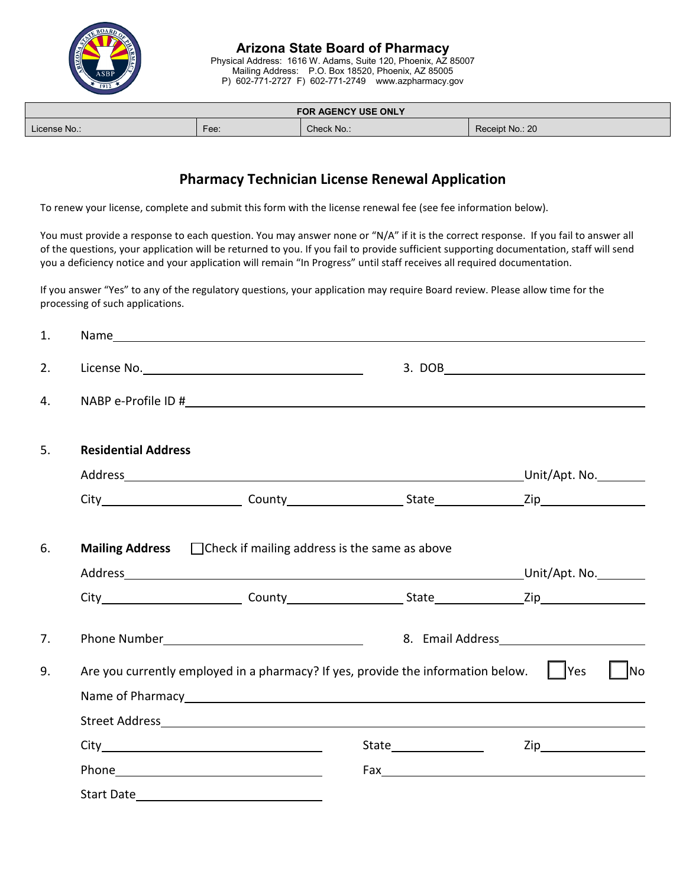# Arizona State Board of Pharmacy

Physical Address: 1616 W. Adams, Suite 120, Phoenix, AZ 85007
Mailing Address: P.O. Box 18520, Phoenix, AZ 85005
P) 602-771-2727 F) 602-771-2749 www.azpharmacy.gov

| FOR AGENCY USE ONLY | | | |
|---|---|---|---|
| License No.: | Fee: | Check No.: | Receipt No.: 20 |

## Pharmacy Technician License Renewal Application

To renew your license, complete and submit this form with the license renewal fee (see fee information below).

You must provide a response to each question. You may answer none or "N/A" if it is the correct response. If you fail to answer all of the questions, your application will be returned to you. If you fail to provide sufficient supporting documentation, staff will send you a deficiency notice and your application will remain "In Progress" until staff receives all required documentation.

If you answer "Yes" to any of the regulatory questions, your application may require Board review. Please allow time for the processing of such applications.

1. Name ______________________________

2. License No. ______________________ 3. DOB ______________________

4. NABP e-Profile ID # ______________________

5. **Residential Address**

   Address ______________________ Unit/Apt. No. ________

   City ______________ County ______________ State __________ Zip __________

6. **Mailing Address** ☐ Check if mailing address is the same as above

   Address ______________________ Unit/Apt. No. ________

   City ______________ County ______________ State __________ Zip __________

7. Phone Number ______________________ 8. Email Address ______________________

9. Are you currently employed in a pharmacy? If yes, provide the information below. ☐ Yes ☐ No

   Name of Pharmacy ______________________

   Street Address ______________________

   City ______________________ State __________ Zip __________

   Phone ______________________ Fax ______________________

   Start Date ______________________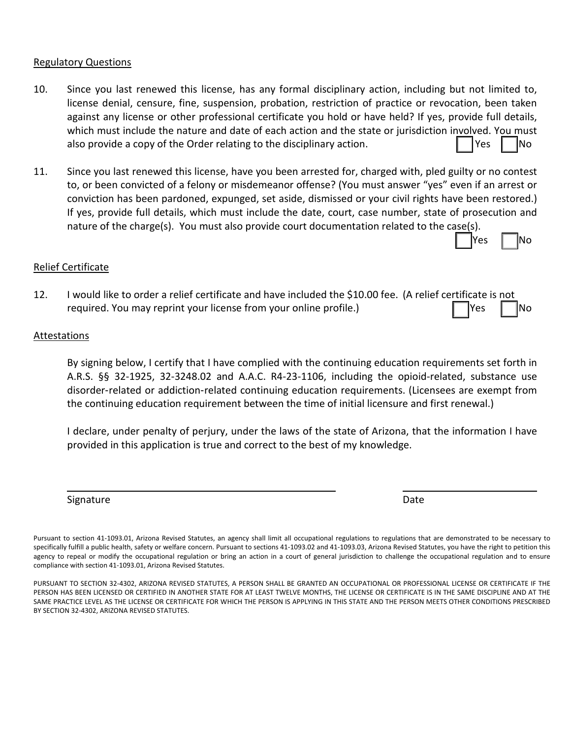## Regulatory Questions

10. Since you last renewed this license, has any formal disciplinary action, including but not limited to, license denial, censure, fine, suspension, probation, restriction of practice or revocation, been taken against any license or other professional certificate you hold or have held? If yes, provide full details, which must include the nature and date of each action and the state or jurisdiction involved. You must also provide a copy of the Order relating to the disciplinary action. ☐ Yes ☐ No

11. Since you last renewed this license, have you been arrested for, charged with, pled guilty or no contest to, or been convicted of a felony or misdemeanor offense? (You must answer "yes" even if an arrest or conviction has been pardoned, expunged, set aside, dismissed or your civil rights have been restored.) If yes, provide full details, which must include the date, court, case number, state of prosecution and nature of the charge(s). You must also provide court documentation related to the case(s). ☐ Yes ☐ No

## Relief Certificate

12. I would like to order a relief certificate and have included the $10.00 fee. (A relief certificate is not required. You may reprint your license from your online profile.) ☐ Yes ☐ No

## Attestations

By signing below, I certify that I have complied with the continuing education requirements set forth in A.R.S. §§ 32-1925, 32-3248.02 and A.A.C. R4-23-1106, including the opioid-related, substance use disorder-related or addiction-related continuing education requirements. (Licensees are exempt from the continuing education requirement between the time of initial licensure and first renewal.)

I declare, under penalty of perjury, under the laws of the state of Arizona, that the information I have provided in this application is true and correct to the best of my knowledge.

_______________________________________ _______________________

Signature Date

Pursuant to section 41-1093.01, Arizona Revised Statutes, an agency shall limit all occupational regulations to regulations that are demonstrated to be necessary to specifically fulfill a public health, safety or welfare concern. Pursuant to sections 41-1093.02 and 41-1093.03, Arizona Revised Statutes, you have the right to petition this agency to repeal or modify the occupational regulation or bring an action in a court of general jurisdiction to challenge the occupational regulation and to ensure compliance with section 41-1093.01, Arizona Revised Statutes.

PURSUANT TO SECTION 32-4302, ARIZONA REVISED STATUTES, A PERSON SHALL BE GRANTED AN OCCUPATIONAL OR PROFESSIONAL LICENSE OR CERTIFICATE IF THE PERSON HAS BEEN LICENSED OR CERTIFIED IN ANOTHER STATE FOR AT LEAST TWELVE MONTHS, THE LICENSE OR CERTIFICATE IS IN THE SAME DISCIPLINE AND AT THE SAME PRACTICE LEVEL AS THE LICENSE OR CERTIFICATE FOR WHICH THE PERSON IS APPLYING IN THIS STATE AND THE PERSON MEETS OTHER CONDITIONS PRESCRIBED BY SECTION 32-4302, ARIZONA REVISED STATUTES.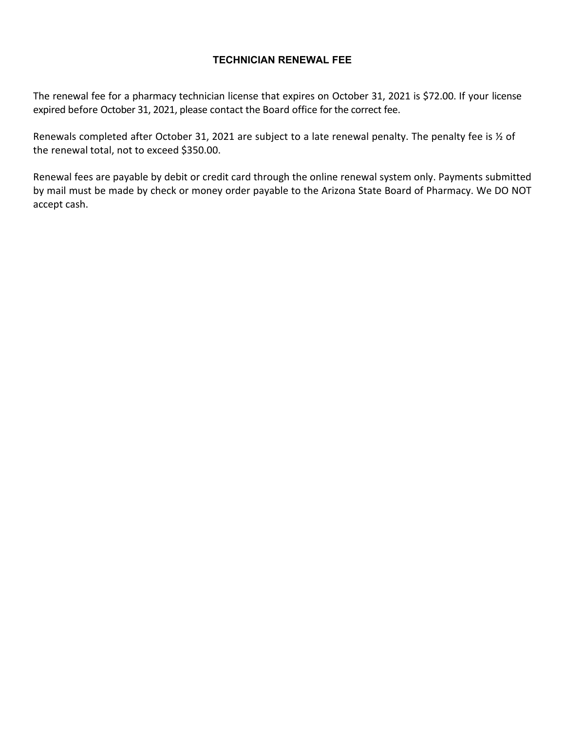## TECHNICIAN RENEWAL FEE

The renewal fee for a pharmacy technician license that expires on October 31, 2021 is $72.00. If your license expired before October 31, 2021, please contact the Board office for the correct fee.

Renewals completed after October 31, 2021 are subject to a late renewal penalty. The penalty fee is ½ of the renewal total, not to exceed $350.00.

Renewal fees are payable by debit or credit card through the online renewal system only. Payments submitted by mail must be made by check or money order payable to the Arizona State Board of Pharmacy. We DO NOT accept cash.